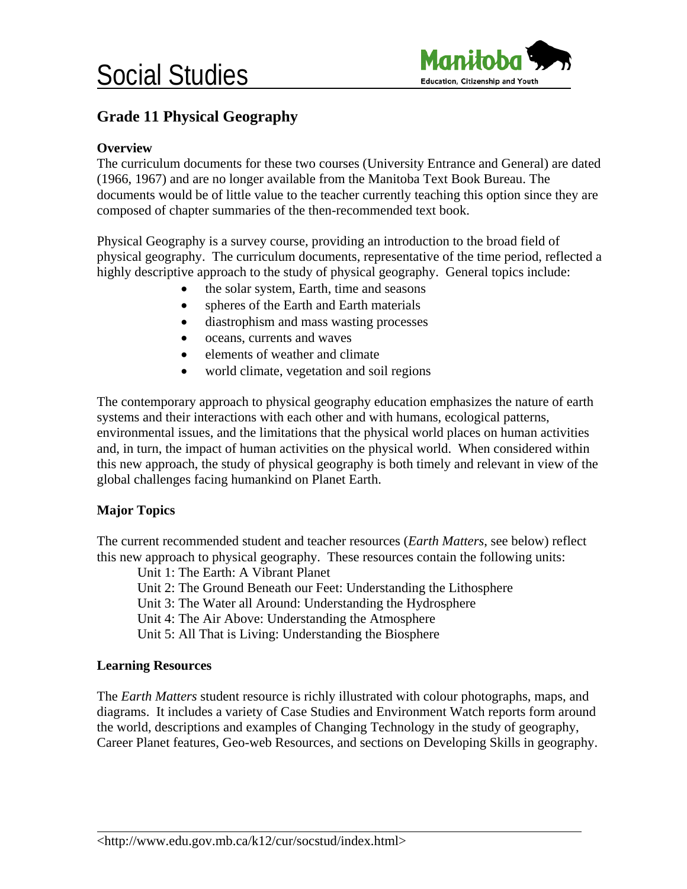# Social Studies

Manitoba Education, Citizenship and Youth

## Grade 11 Physical Geography

### Overview

The curriculum documents for these two courses (University Entrance and General) are dated (1966, 1967) and are no longer available from the Manitoba Text Book Bureau. The documents would be of little value to the teacher currently teaching this option since they are composed of chapter summaries of the then-recommended text book.

Physical Geography is a survey course, providing an introduction to the broad field of physical geography. The curriculum documents, representative of the time period, reflected a highly descriptive approach to the study of physical geography. General topics include:

- the solar system, Earth, time and seasons
- spheres of the Earth and Earth materials
- diastrophism and mass wasting processes
- oceans, currents and waves
- elements of weather and climate
- world climate, vegetation and soil regions

The contemporary approach to physical geography education emphasizes the nature of earth systems and their interactions with each other and with humans, ecological patterns, environmental issues, and the limitations that the physical world places on human activities and, in turn, the impact of human activities on the physical world. When considered within this new approach, the study of physical geography is both timely and relevant in view of the global challenges facing humankind on Planet Earth.

### Major Topics

The current recommended student and teacher resources (*Earth Matters*, see below) reflect this new approach to physical geography. These resources contain the following units:

Unit 1: The Earth: A Vibrant Planet
Unit 2: The Ground Beneath our Feet: Understanding the Lithosphere
Unit 3: The Water all Around: Understanding the Hydrosphere
Unit 4: The Air Above: Understanding the Atmosphere
Unit 5: All That is Living: Understanding the Biosphere

### Learning Resources

The *Earth Matters* student resource is richly illustrated with colour photographs, maps, and diagrams. It includes a variety of Case Studies and Environment Watch reports form around the world, descriptions and examples of Changing Technology in the study of geography, Career Planet features, Geo-web Resources, and sections on Developing Skills in geography.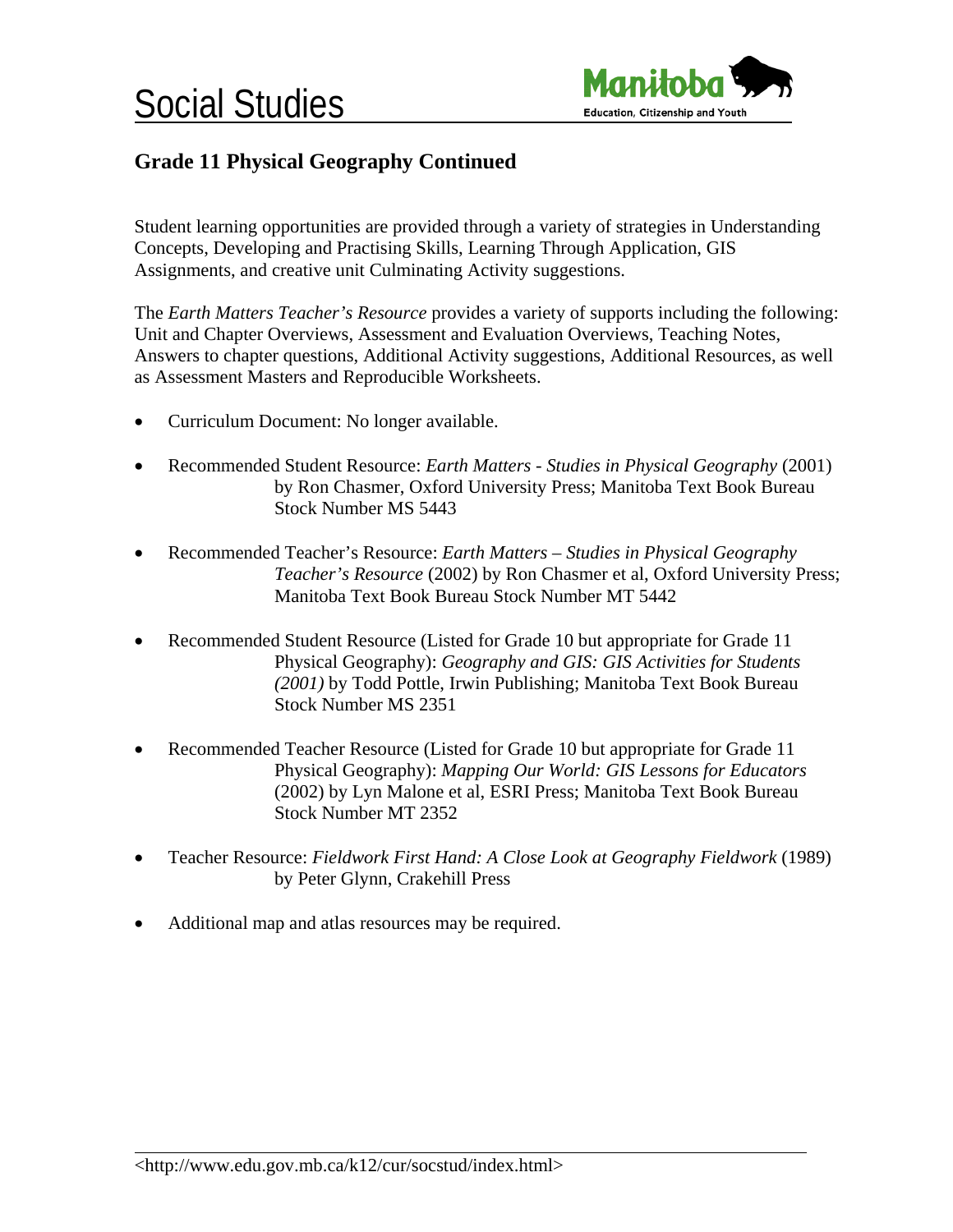## Grade 11 Physical Geography Continued

Student learning opportunities are provided through a variety of strategies in Understanding Concepts, Developing and Practising Skills, Learning Through Application, GIS Assignments, and creative unit Culminating Activity suggestions.

The *Earth Matters Teacher's Resource* provides a variety of supports including the following: Unit and Chapter Overviews, Assessment and Evaluation Overviews, Teaching Notes, Answers to chapter questions, Additional Activity suggestions, Additional Resources, as well as Assessment Masters and Reproducible Worksheets.

- Curriculum Document: No longer available.
- Recommended Student Resource: *Earth Matters - Studies in Physical Geography* (2001) by Ron Chasmer, Oxford University Press; Manitoba Text Book Bureau Stock Number MS 5443
- Recommended Teacher's Resource: *Earth Matters – Studies in Physical Geography Teacher's Resource* (2002) by Ron Chasmer et al, Oxford University Press; Manitoba Text Book Bureau Stock Number MT 5442
- Recommended Student Resource (Listed for Grade 10 but appropriate for Grade 11 Physical Geography): *Geography and GIS: GIS Activities for Students (2001)* by Todd Pottle, Irwin Publishing; Manitoba Text Book Bureau Stock Number MS 2351
- Recommended Teacher Resource (Listed for Grade 10 but appropriate for Grade 11 Physical Geography): *Mapping Our World: GIS Lessons for Educators* (2002) by Lyn Malone et al, ESRI Press; Manitoba Text Book Bureau Stock Number MT 2352
- Teacher Resource: *Fieldwork First Hand: A Close Look at Geography Fieldwork* (1989) by Peter Glynn, Crakehill Press
- Additional map and atlas resources may be required.